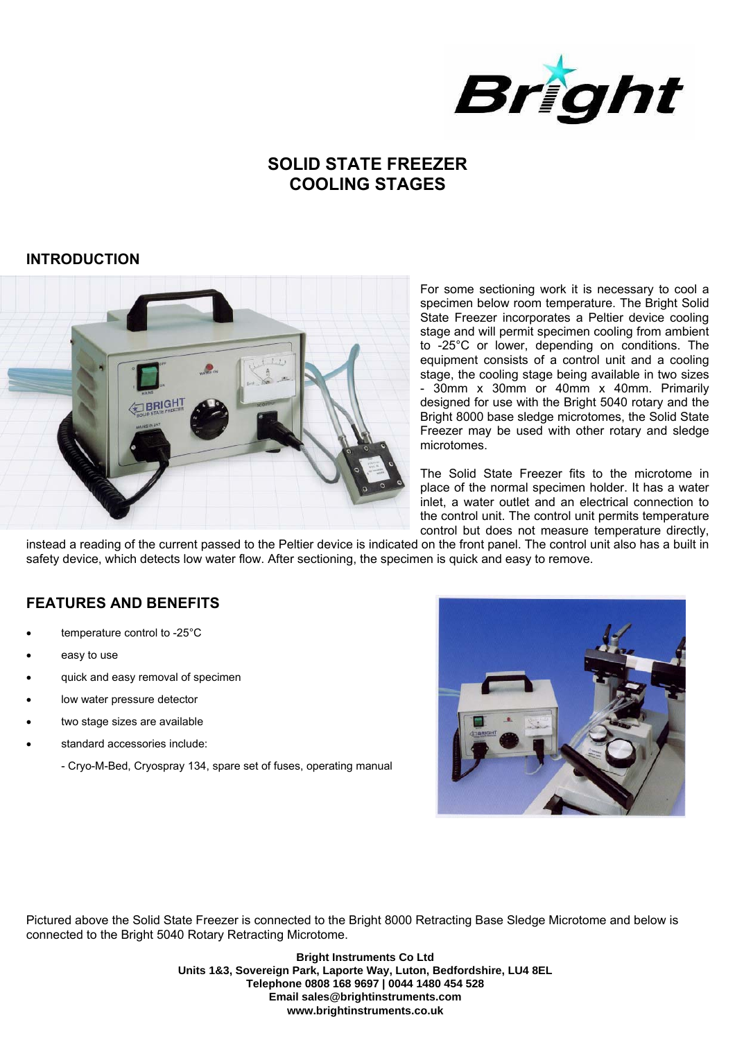# SOLID STATE FREEZER
# COOLING STAGES

## INTRODUCTION

For some sectioning work it is necessary to cool a specimen below room temperature. The Bright Solid State Freezer incorporates a Peltier device cooling stage and will permit specimen cooling from ambient to -25°C or lower, depending on conditions. The equipment consists of a control unit and a cooling stage, the cooling stage being available in two sizes - 30mm x 30mm or 40mm x 40mm. Primarily designed for use with the Bright 5040 rotary and the Bright 8000 base sledge microtomes, the Solid State Freezer may be used with other rotary and sledge microtomes.

The Solid State Freezer fits to the microtome in place of the normal specimen holder. It has a water inlet, a water outlet and an electrical connection to the control unit. The control unit permits temperature control but does not measure temperature directly, instead a reading of the current passed to the Peltier device is indicated on the front panel. The control unit also has a built in safety device, which detects low water flow. After sectioning, the specimen is quick and easy to remove.

## FEATURES AND BENEFITS

- temperature control to -25°C
- easy to use
- quick and easy removal of specimen
- low water pressure detector
- two stage sizes are available
- standard accessories include:

  - Cryo-M-Bed, Cryospray 134, spare set of fuses, operating manual

Pictured above the Solid State Freezer is connected to the Bright 8000 Retracting Base Sledge Microtome and below is connected to the Bright 5040 Rotary Retracting Microtome.

**Bright Instruments Co Ltd**
**Units 1&3, Sovereign Park, Laporte Way, Luton, Bedfordshire, LU4 8EL**
**Telephone 0808 168 9697 | 0044 1480 454 528**
**Email sales@brightinstruments.com**
**www.brightinstruments.co.uk**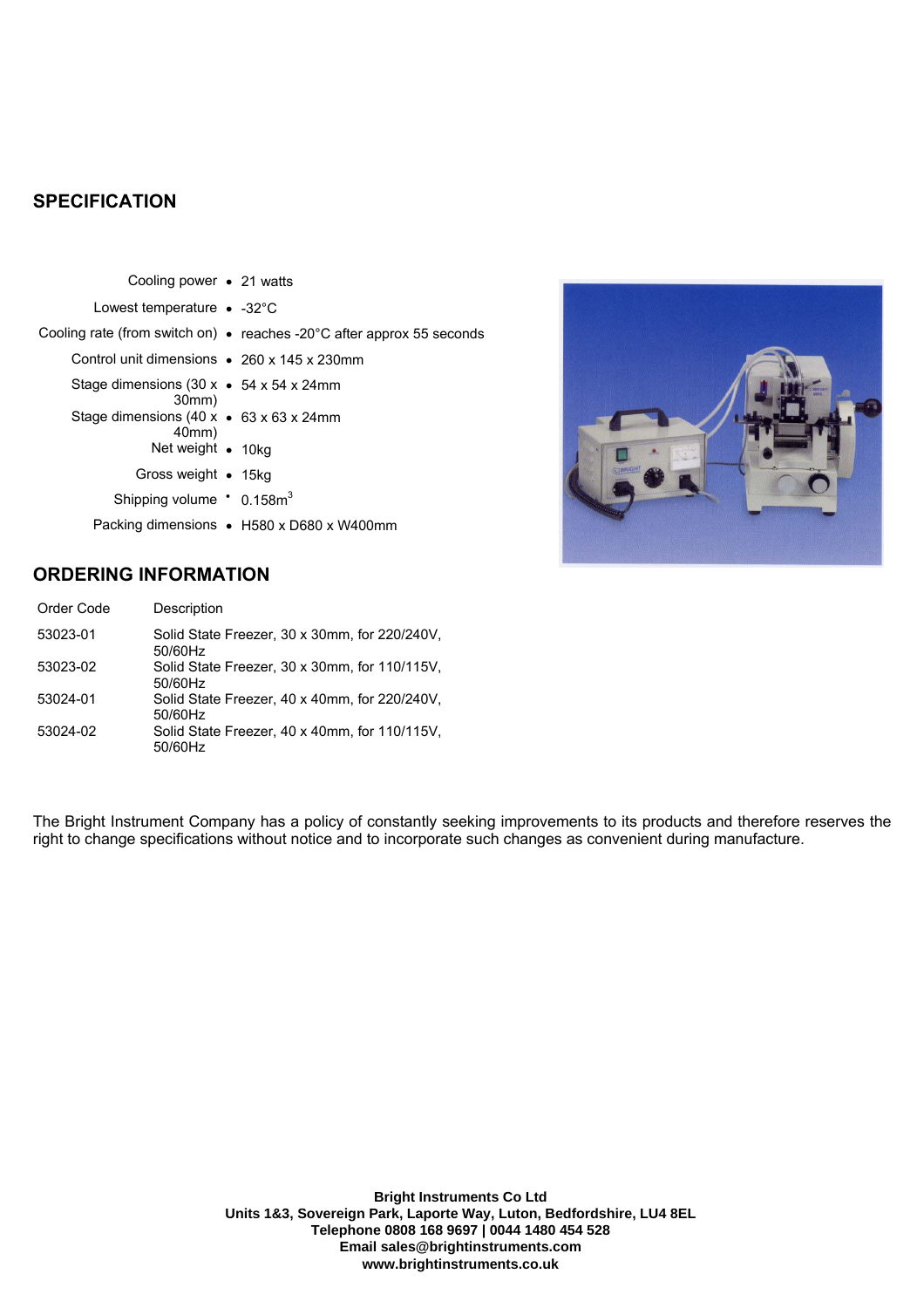## SPECIFICATION

| | |
|---|---|
| Cooling power | 21 watts |
| Lowest temperature | -32°C |
| Cooling rate (from switch on) | reaches -20°C after approx 55 seconds |
| Control unit dimensions | 260 x 145 x 230mm |
| Stage dimensions (30 x 30mm) | 54 x 54 x 24mm |
| Stage dimensions (40 x 40mm) | 63 x 63 x 24mm |
| Net weight | 10kg |
| Gross weight | 15kg |
| Shipping volume | $0.158m^3$ |
| Packing dimensions | H580 x D680 x W400mm |

## ORDERING INFORMATION

| Order Code | Description |
|---|---|
| 53023-01 | Solid State Freezer, 30 x 30mm, for 220/240V, 50/60Hz |
| 53023-02 | Solid State Freezer, 30 x 30mm, for 110/115V, 50/60Hz |
| 53024-01 | Solid State Freezer, 40 x 40mm, for 220/240V, 50/60Hz |
| 53024-02 | Solid State Freezer, 40 x 40mm, for 110/115V, 50/60Hz |

The Bright Instrument Company has a policy of constantly seeking improvements to its products and therefore reserves the right to change specifications without notice and to incorporate such changes as convenient during manufacture.

**Bright Instruments Co Ltd**
**Units 1&3, Sovereign Park, Laporte Way, Luton, Bedfordshire, LU4 8EL**
**Telephone 0808 168 9697 | 0044 1480 454 528**
**Email sales@brightinstruments.com**
**www.brightinstruments.co.uk**